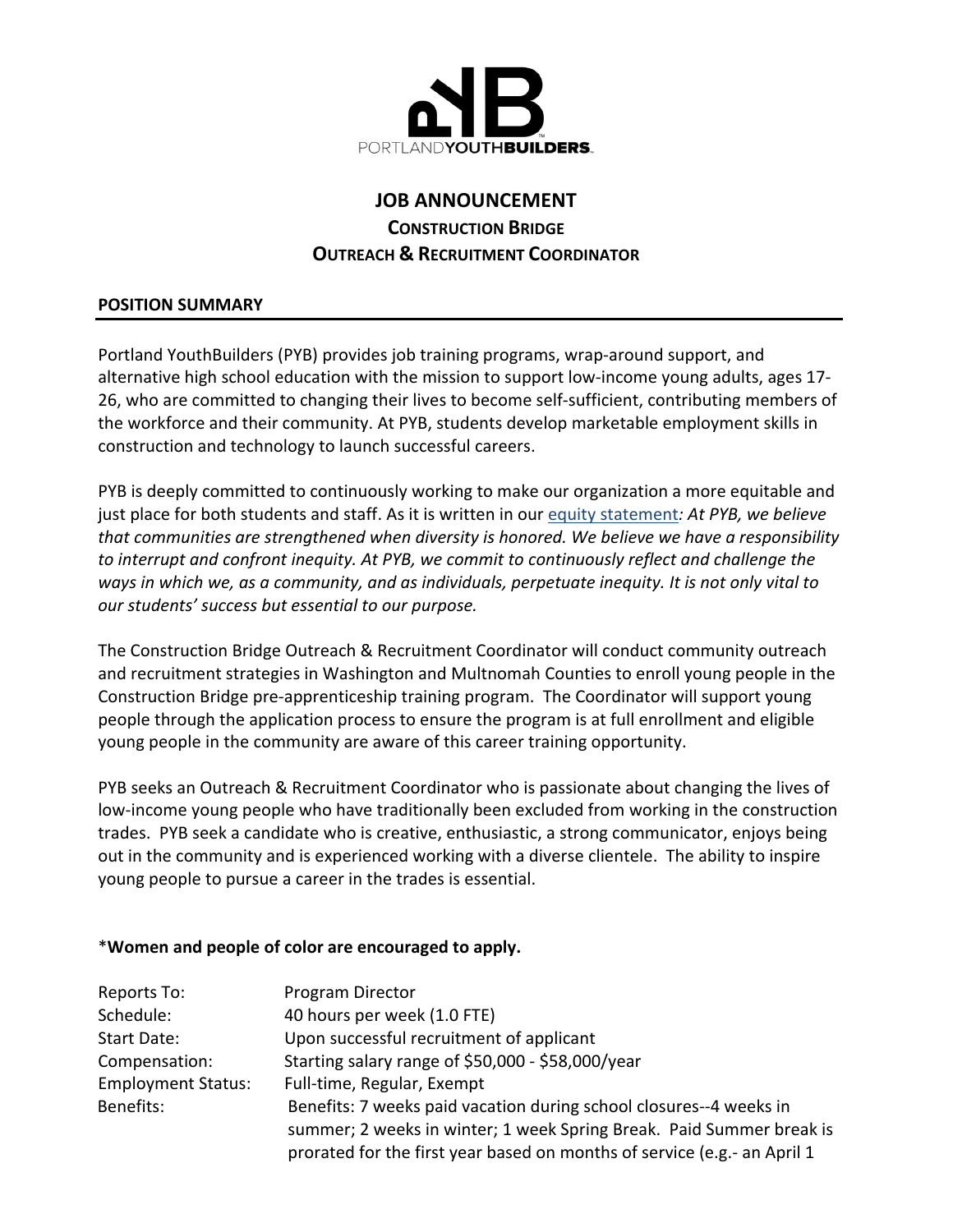PORTLAND**YOUTHBUILDERS**

# JOB ANNOUNCEMENT

## CONSTRUCTION BRIDGE
## OUTREACH & RECRUITMENT COORDINATOR

### POSITION SUMMARY

Portland YouthBuilders (PYB) provides job training programs, wrap-around support, and alternative high school education with the mission to support low-income young adults, ages 17-26, who are committed to changing their lives to become self-sufficient, contributing members of the workforce and their community. At PYB, students develop marketable employment skills in construction and technology to launch successful careers.

PYB is deeply committed to continuously working to make our organization a more equitable and just place for both students and staff. As it is written in our equity statement*: At PYB, we believe that communities are strengthened when diversity is honored. We believe we have a responsibility to interrupt and confront inequity. At PYB, we commit to continuously reflect and challenge the ways in which we, as a community, and as individuals, perpetuate inequity. It is not only vital to our students' success but essential to our purpose.*

The Construction Bridge Outreach & Recruitment Coordinator will conduct community outreach and recruitment strategies in Washington and Multnomah Counties to enroll young people in the Construction Bridge pre-apprenticeship training program. The Coordinator will support young people through the application process to ensure the program is at full enrollment and eligible young people in the community are aware of this career training opportunity.

PYB seeks an Outreach & Recruitment Coordinator who is passionate about changing the lives of low-income young people who have traditionally been excluded from working in the construction trades. PYB seek a candidate who is creative, enthusiastic, a strong communicator, enjoys being out in the community and is experienced working with a diverse clientele. The ability to inspire young people to pursue a career in the trades is essential.

**\*Women and people of color are encouraged to apply.**

| | |
|---|---|
| Reports To: | Program Director |
| Schedule: | 40 hours per week (1.0 FTE) |
| Start Date: | Upon successful recruitment of applicant |
| Compensation: | Starting salary range of $50,000 - $58,000/year |
| Employment Status: | Full-time, Regular, Exempt |
| Benefits: | Benefits: 7 weeks paid vacation during school closures--4 weeks in summer; 2 weeks in winter; 1 week Spring Break. Paid Summer break is prorated for the first year based on months of service (e.g.- an April 1 |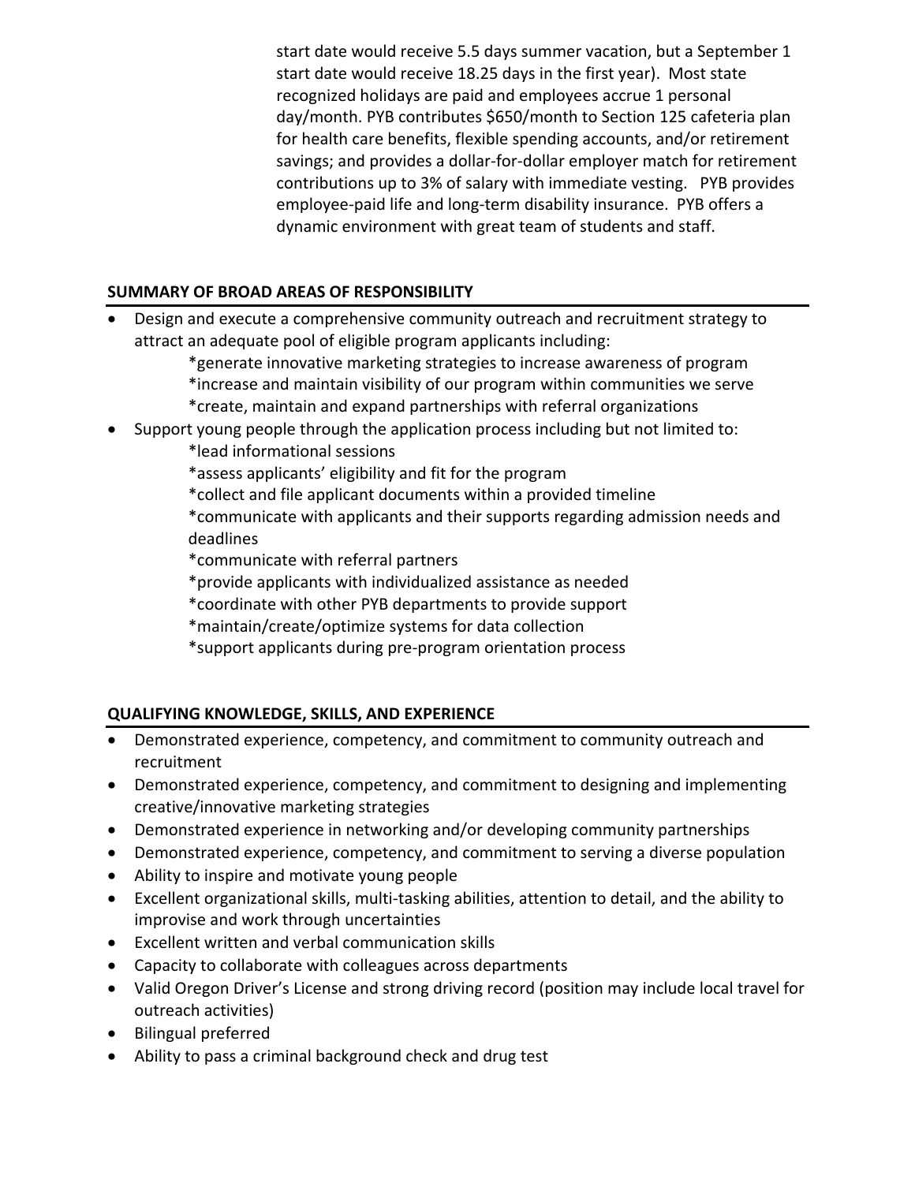start date would receive 5.5 days summer vacation, but a September 1 start date would receive 18.25 days in the first year). Most state recognized holidays are paid and employees accrue 1 personal day/month. PYB contributes $650/month to Section 125 cafeteria plan for health care benefits, flexible spending accounts, and/or retirement savings; and provides a dollar-for-dollar employer match for retirement contributions up to 3% of salary with immediate vesting. PYB provides employee-paid life and long-term disability insurance. PYB offers a dynamic environment with great team of students and staff.

## SUMMARY OF BROAD AREAS OF RESPONSIBILITY

- Design and execute a comprehensive community outreach and recruitment strategy to attract an adequate pool of eligible program applicants including:
  - *generate innovative marketing strategies to increase awareness of program
  - *increase and maintain visibility of our program within communities we serve
  - *create, maintain and expand partnerships with referral organizations
- Support young people through the application process including but not limited to:
  - *lead informational sessions
  - *assess applicants' eligibility and fit for the program
  - *collect and file applicant documents within a provided timeline
  - *communicate with applicants and their supports regarding admission needs and deadlines
  - *communicate with referral partners
  - *provide applicants with individualized assistance as needed
  - *coordinate with other PYB departments to provide support
  - *maintain/create/optimize systems for data collection
  - *support applicants during pre-program orientation process

## QUALIFYING KNOWLEDGE, SKILLS, AND EXPERIENCE

- Demonstrated experience, competency, and commitment to community outreach and recruitment
- Demonstrated experience, competency, and commitment to designing and implementing creative/innovative marketing strategies
- Demonstrated experience in networking and/or developing community partnerships
- Demonstrated experience, competency, and commitment to serving a diverse population
- Ability to inspire and motivate young people
- Excellent organizational skills, multi-tasking abilities, attention to detail, and the ability to improvise and work through uncertainties
- Excellent written and verbal communication skills
- Capacity to collaborate with colleagues across departments
- Valid Oregon Driver's License and strong driving record (position may include local travel for outreach activities)
- Bilingual preferred
- Ability to pass a criminal background check and drug test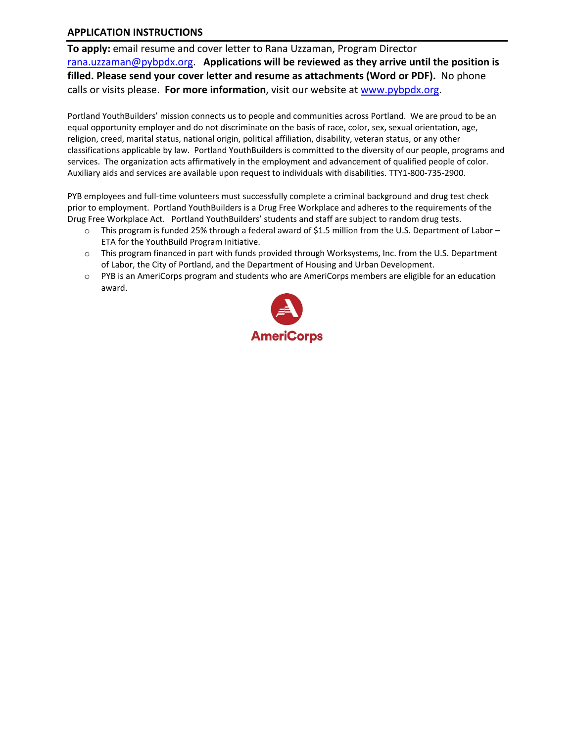## APPLICATION INSTRUCTIONS

**To apply:** email resume and cover letter to Rana Uzzaman, Program Director rana.uzzaman@pybpdx.org. **Applications will be reviewed as they arrive until the position is filled. Please send your cover letter and resume as attachments (Word or PDF).** No phone calls or visits please. **For more information**, visit our website at www.pybpdx.org.

Portland YouthBuilders' mission connects us to people and communities across Portland. We are proud to be an equal opportunity employer and do not discriminate on the basis of race, color, sex, sexual orientation, age, religion, creed, marital status, national origin, political affiliation, disability, veteran status, or any other classifications applicable by law. Portland YouthBuilders is committed to the diversity of our people, programs and services. The organization acts affirmatively in the employment and advancement of qualified people of color. Auxiliary aids and services are available upon request to individuals with disabilities. TTY1-800-735-2900.

PYB employees and full-time volunteers must successfully complete a criminal background and drug test check prior to employment. Portland YouthBuilders is a Drug Free Workplace and adheres to the requirements of the Drug Free Workplace Act. Portland YouthBuilders' students and staff are subject to random drug tests.

- This program is funded 25% through a federal award of $1.5 million from the U.S. Department of Labor – ETA for the YouthBuild Program Initiative.
- This program financed in part with funds provided through Worksystems, Inc. from the U.S. Department of Labor, the City of Portland, and the Department of Housing and Urban Development.
- PYB is an AmeriCorps program and students who are AmeriCorps members are eligible for an education award.

AmeriCorps